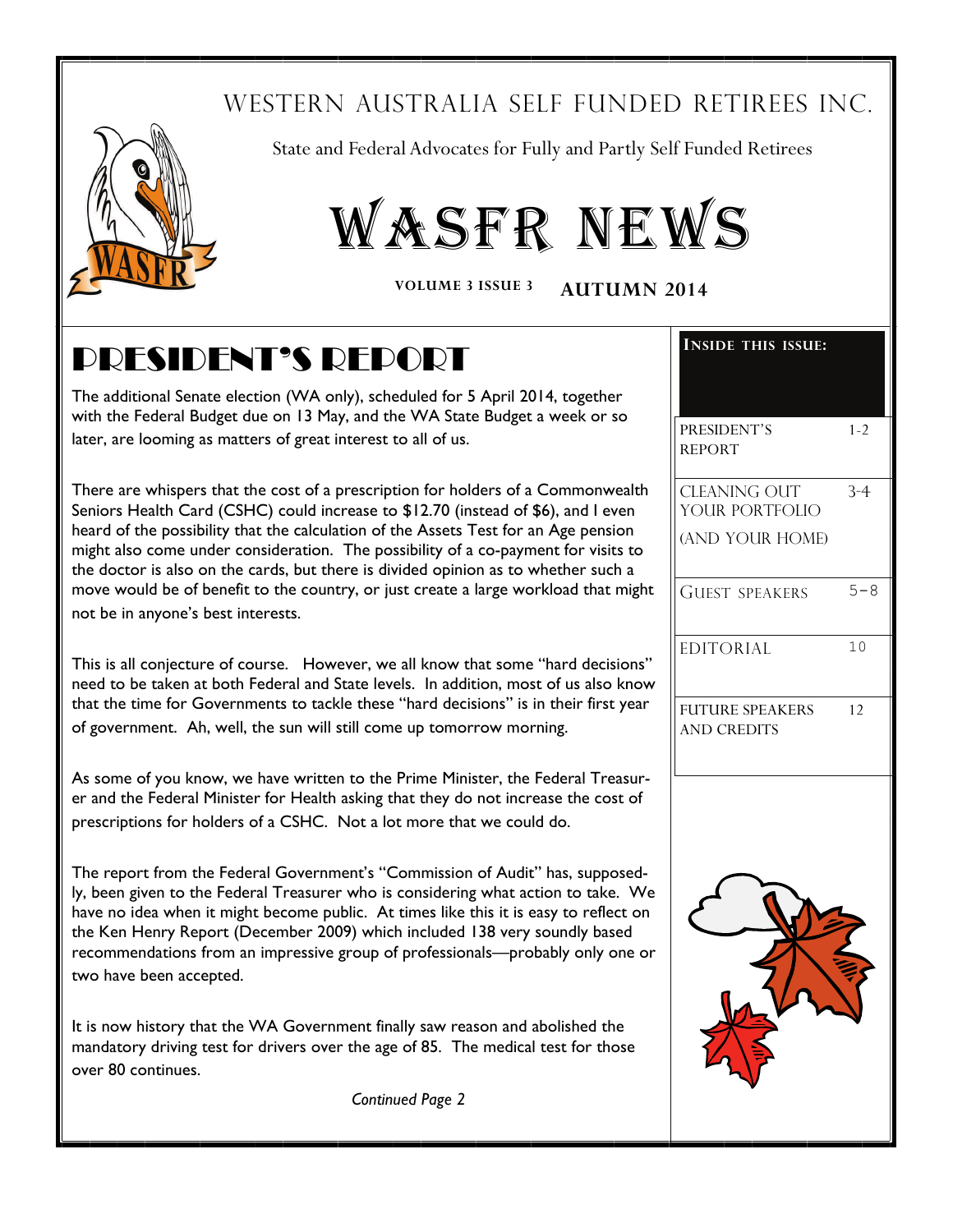# WESTERN AUSTRALIA SELF FUNDED RETIREES INC.

State and Federal Advocates for Fully and Partly Self Funded Retirees

# WASFR NEWS

**VOLUME 3 ISSUE 3** **AUTUMN 2014**

**INSIDE THIS ISSUE:**

| | |
|---|---|
| PRESIDENT'S REPORT | 1-2 |
| CLEANING OUT YOUR PORTFOLIO (AND YOUR HOME) | 3-4 |
| GUEST SPEAKERS | 5-8 |
| EDITORIAL | 10 |
| FUTURE SPEAKERS AND CREDITS | 12 |

## PRESIDENT'S REPORT

The additional Senate election (WA only), scheduled for 5 April 2014, together with the Federal Budget due on 13 May, and the WA State Budget a week or so later, are looming as matters of great interest to all of us.

There are whispers that the cost of a prescription for holders of a Commonwealth Seniors Health Card (CSHC) could increase to $12.70 (instead of $6), and I even heard of the possibility that the calculation of the Assets Test for an Age pension might also come under consideration. The possibility of a co-payment for visits to the doctor is also on the cards, but there is divided opinion as to whether such a move would be of benefit to the country, or just create a large workload that might not be in anyone's best interests.

This is all conjecture of course. However, we all know that some "hard decisions" need to be taken at both Federal and State levels. In addition, most of us also know that the time for Governments to tackle these "hard decisions" is in their first year of government. Ah, well, the sun will still come up tomorrow morning.

As some of you know, we have written to the Prime Minister, the Federal Treasurer and the Federal Minister for Health asking that they do not increase the cost of prescriptions for holders of a CSHC. Not a lot more that we could do.

The report from the Federal Government's "Commission of Audit" has, supposedly, been given to the Federal Treasurer who is considering what action to take. We have no idea when it might become public. At times like this it is easy to reflect on the Ken Henry Report (December 2009) which included 138 very soundly based recommendations from an impressive group of professionals—probably only one or two have been accepted.

It is now history that the WA Government finally saw reason and abolished the mandatory driving test for drivers over the age of 85. The medical test for those over 80 continues.

*Continued Page 2*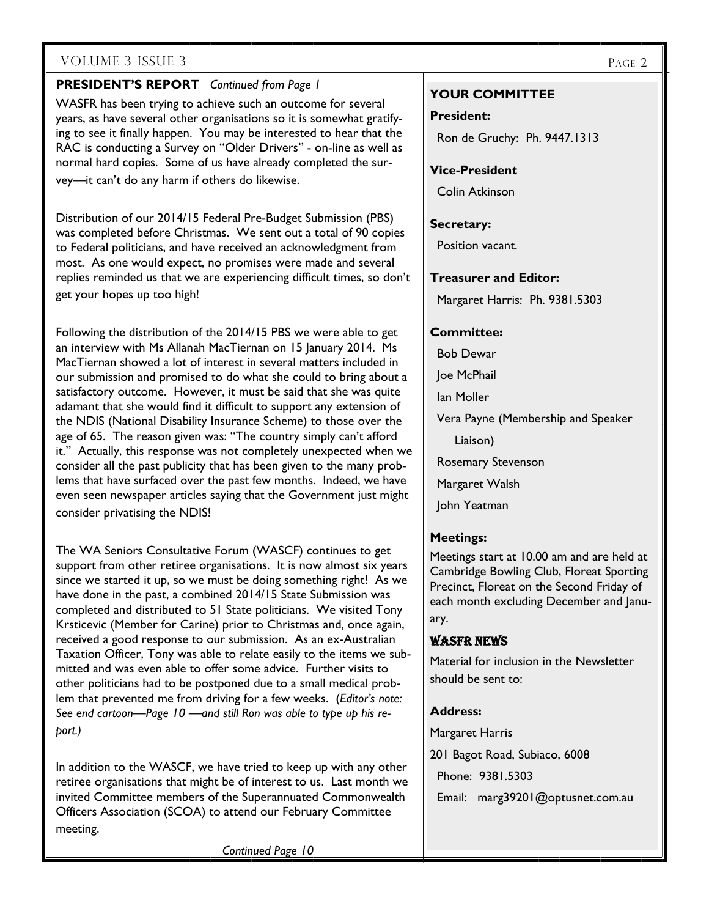## PRESIDENT'S REPORT *Continued from Page 1*

WASFR has been trying to achieve such an outcome for several years, as have several other organisations so it is somewhat gratifying to see it finally happen. You may be interested to hear that the RAC is conducting a Survey on "Older Drivers" - on-line as well as normal hard copies. Some of us have already completed the survey—it can't do any harm if others do likewise.

Distribution of our 2014/15 Federal Pre-Budget Submission (PBS) was completed before Christmas. We sent out a total of 90 copies to Federal politicians, and have received an acknowledgment from most. As one would expect, no promises were made and several replies reminded us that we are experiencing difficult times, so don't get your hopes up too high!

Following the distribution of the 2014/15 PBS we were able to get an interview with Ms Allanah MacTiernan on 15 January 2014. Ms MacTiernan showed a lot of interest in several matters included in our submission and promised to do what she could to bring about a satisfactory outcome. However, it must be said that she was quite adamant that she would find it difficult to support any extension of the NDIS (National Disability Insurance Scheme) to those over the age of 65. The reason given was: "The country simply can't afford it." Actually, this response was not completely unexpected when we consider all the past publicity that has been given to the many problems that have surfaced over the past few months. Indeed, we have even seen newspaper articles saying that the Government just might consider privatising the NDIS!

The WA Seniors Consultative Forum (WASCF) continues to get support from other retiree organisations. It is now almost six years since we started it up, so we must be doing something right! As we have done in the past, a combined 2014/15 State Submission was completed and distributed to 51 State politicians. We visited Tony Krsticevic (Member for Carine) prior to Christmas and, once again, received a good response to our submission. As an ex-Australian Taxation Officer, Tony was able to relate easily to the items we submitted and was even able to offer some advice. Further visits to other politicians had to be postponed due to a small medical problem that prevented me from driving for a few weeks. (*Editor's note: See end cartoon—Page 10 —and still Ron was able to type up his report.)*

In addition to the WASCF, we have tried to keep up with any other retiree organisations that might be of interest to us. Last month we invited Committee members of the Superannuated Commonwealth Officers Association (SCOA) to attend our February Committee meeting.

*Continued Page 10*

## YOUR COMMITTEE

**President:**

Ron de Gruchy: Ph. 9447.1313

**Vice-President**

Colin Atkinson

**Secretary:**

Position vacant.

**Treasurer and Editor:**

Margaret Harris: Ph. 9381.5303

**Committee:**

Bob Dewar

Joe McPhail

Ian Moller

Vera Payne (Membership and Speaker Liaison)

Rosemary Stevenson

Margaret Walsh

John Yeatman

**Meetings:**

Meetings start at 10.00 am and are held at Cambridge Bowling Club, Floreat Sporting Precinct, Floreat on the Second Friday of each month excluding December and January.

## WASFR NEWS

Material for inclusion in the Newsletter should be sent to:

**Address:**

Margaret Harris

201 Bagot Road, Subiaco, 6008

Phone: 9381.5303

Email: marg39201@optusnet.com.au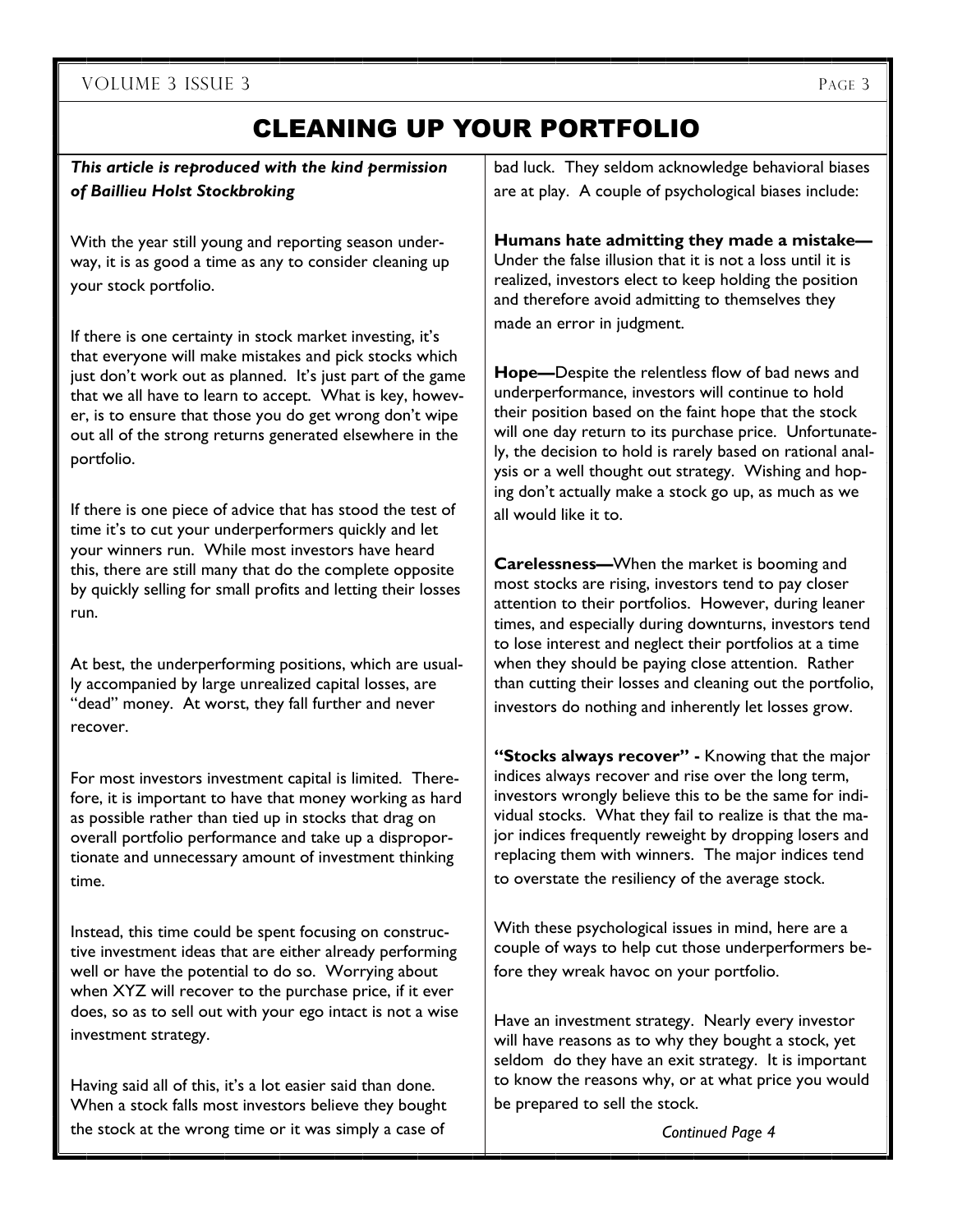# CLEANING UP YOUR PORTFOLIO

***This article is reproduced with the kind permission of Baillieu Holst Stockbroking***

With the year still young and reporting season underway, it is as good a time as any to consider cleaning up your stock portfolio.

If there is one certainty in stock market investing, it's that everyone will make mistakes and pick stocks which just don't work out as planned. It's just part of the game that we all have to learn to accept. What is key, however, is to ensure that those you do get wrong don't wipe out all of the strong returns generated elsewhere in the portfolio.

If there is one piece of advice that has stood the test of time it's to cut your underperformers quickly and let your winners run. While most investors have heard this, there are still many that do the complete opposite by quickly selling for small profits and letting their losses run.

At best, the underperforming positions, which are usually accompanied by large unrealized capital losses, are "dead" money. At worst, they fall further and never recover.

For most investors investment capital is limited. Therefore, it is important to have that money working as hard as possible rather than tied up in stocks that drag on overall portfolio performance and take up a disproportionate and unnecessary amount of investment thinking time.

Instead, this time could be spent focusing on constructive investment ideas that are either already performing well or have the potential to do so. Worrying about when XYZ will recover to the purchase price, if it ever does, so as to sell out with your ego intact is not a wise investment strategy.

Having said all of this, it's a lot easier said than done. When a stock falls most investors believe they bought the stock at the wrong time or it was simply a case of bad luck. They seldom acknowledge behavioral biases are at play. A couple of psychological biases include:

**Humans hate admitting they made a mistake—** Under the false illusion that it is not a loss until it is realized, investors elect to keep holding the position and therefore avoid admitting to themselves they made an error in judgment.

**Hope—**Despite the relentless flow of bad news and underperformance, investors will continue to hold their position based on the faint hope that the stock will one day return to its purchase price. Unfortunately, the decision to hold is rarely based on rational analysis or a well thought out strategy. Wishing and hoping don't actually make a stock go up, as much as we all would like it to.

**Carelessness—**When the market is booming and most stocks are rising, investors tend to pay closer attention to their portfolios. However, during leaner times, and especially during downturns, investors tend to lose interest and neglect their portfolios at a time when they should be paying close attention. Rather than cutting their losses and cleaning out the portfolio, investors do nothing and inherently let losses grow.

**"Stocks always recover" -** Knowing that the major indices always recover and rise over the long term, investors wrongly believe this to be the same for individual stocks. What they fail to realize is that the major indices frequently reweight by dropping losers and replacing them with winners. The major indices tend to overstate the resiliency of the average stock.

With these psychological issues in mind, here are a couple of ways to help cut those underperformers before they wreak havoc on your portfolio.

Have an investment strategy. Nearly every investor will have reasons as to why they bought a stock, yet seldom do they have an exit strategy. It is important to know the reasons why, or at what price you would be prepared to sell the stock.

*Continued Page 4*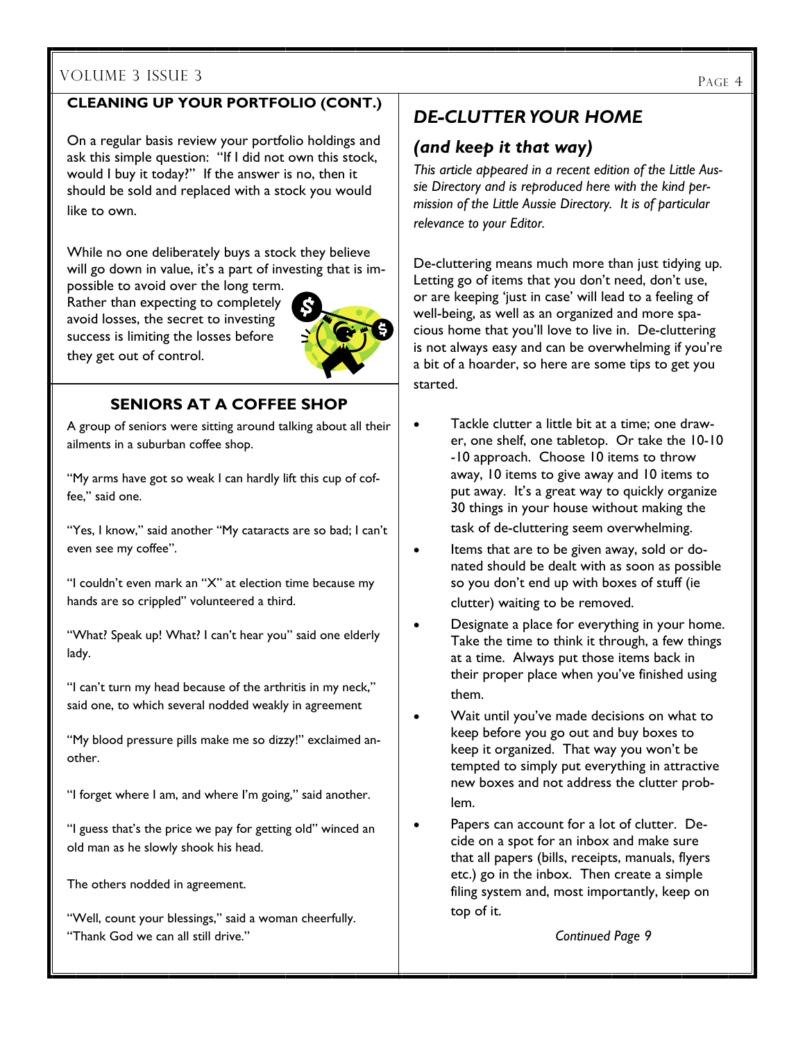## CLEANING UP YOUR PORTFOLIO (CONT.)

On a regular basis review your portfolio holdings and ask this simple question: "If I did not own this stock, would I buy it today?" If the answer is no, then it should be sold and replaced with a stock you would like to own.

While no one deliberately buys a stock they believe will go down in value, it's a part of investing that is impossible to avoid over the long term. Rather than expecting to completely avoid losses, the secret to investing success is limiting the losses before they get out of control.

## SENIORS AT A COFFEE SHOP

A group of seniors were sitting around talking about all their ailments in a suburban coffee shop.

"My arms have got so weak I can hardly lift this cup of coffee," said one.

"Yes, I know," said another "My cataracts are so bad; I can't even see my coffee".

"I couldn't even mark an "X" at election time because my hands are so crippled" volunteered a third.

"What? Speak up! What? I can't hear you" said one elderly lady.

"I can't turn my head because of the arthritis in my neck," said one, to which several nodded weakly in agreement

"My blood pressure pills make me so dizzy!" exclaimed another.

"I forget where I am, and where I'm going," said another.

"I guess that's the price we pay for getting old" winced an old man as he slowly shook his head.

The others nodded in agreement.

"Well, count your blessings," said a woman cheerfully. "Thank God we can all still drive."

## *DE-CLUTTER YOUR HOME*

### *(and keep it that way)*

*This article appeared in a recent edition of the Little Aussie Directory and is reproduced here with the kind permission of the Little Aussie Directory. It is of particular relevance to your Editor.*

De-cluttering means much more than just tidying up. Letting go of items that you don't need, don't use, or are keeping 'just in case' will lead to a feeling of well-being, as well as an organized and more spacious home that you'll love to live in. De-cluttering is not always easy and can be overwhelming if you're a bit of a hoarder, so here are some tips to get you started.

- Tackle clutter a little bit at a time; one drawer, one shelf, one tabletop. Or take the 10-10-10 approach. Choose 10 items to throw away, 10 items to give away and 10 items to put away. It's a great way to quickly organize 30 things in your house without making the task of de-cluttering seem overwhelming.
- Items that are to be given away, sold or donated should be dealt with as soon as possible so you don't end up with boxes of stuff (ie clutter) waiting to be removed.
- Designate a place for everything in your home. Take the time to think it through, a few things at a time. Always put those items back in their proper place when you've finished using them.
- Wait until you've made decisions on what to keep before you go out and buy boxes to keep it organized. That way you won't be tempted to simply put everything in attractive new boxes and not address the clutter problem.
- Papers can account for a lot of clutter. Decide on a spot for an inbox and make sure that all papers (bills, receipts, manuals, flyers etc.) go in the inbox. Then create a simple filing system and, most importantly, keep on top of it.

*Continued Page 9*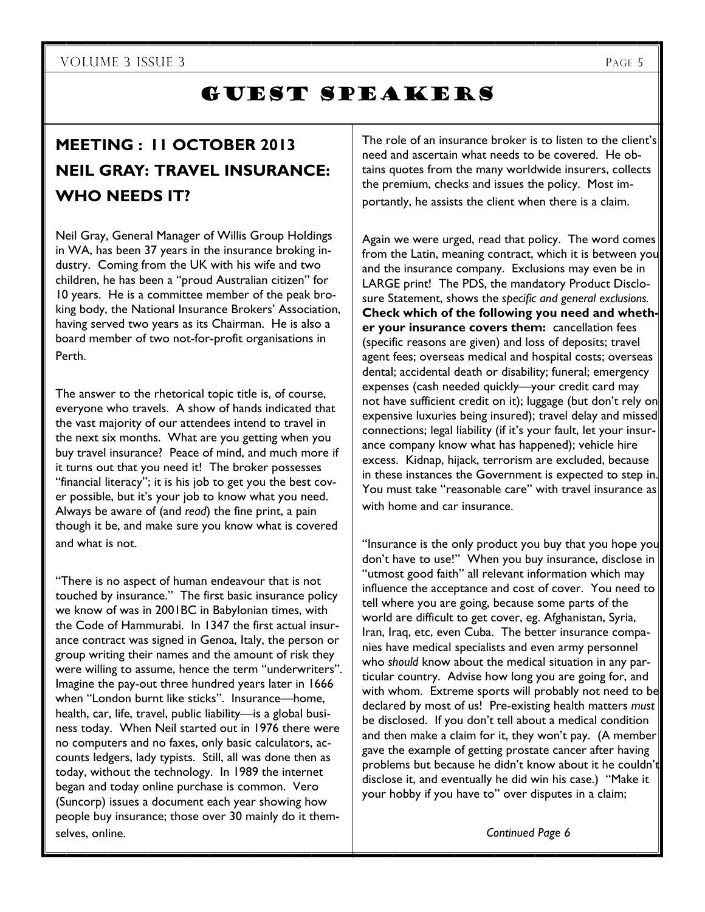# Guest Speakers

## MEETING : 11 OCTOBER 2013
## NEIL GRAY: TRAVEL INSURANCE: WHO NEEDS IT?

Neil Gray, General Manager of Willis Group Holdings in WA, has been 37 years in the insurance broking industry. Coming from the UK with his wife and two children, he has been a "proud Australian citizen" for 10 years. He is a committee member of the peak broking body, the National Insurance Brokers' Association, having served two years as its Chairman. He is also a board member of two not-for-profit organisations in Perth.

The answer to the rhetorical topic title is, of course, everyone who travels. A show of hands indicated that the vast majority of our attendees intend to travel in the next six months. What are you getting when you buy travel insurance? Peace of mind, and much more if it turns out that you need it! The broker possesses "financial literacy"; it is his job to get you the best cover possible, but it's your job to know what you need. Always be aware of (and *read*) the fine print, a pain though it be, and make sure you know what is covered and what is not.

"There is no aspect of human endeavour that is not touched by insurance." The first basic insurance policy we know of was in 2001BC in Babylonian times, with the Code of Hammurabi. In 1347 the first actual insurance contract was signed in Genoa, Italy, the person or group writing their names and the amount of risk they were willing to assume, hence the term "underwriters". Imagine the pay-out three hundred years later in 1666 when "London burnt like sticks". Insurance—home, health, car, life, travel, public liability—is a global business today. When Neil started out in 1976 there were no computers and no faxes, only basic calculators, accounts ledgers, lady typists. Still, all was done then as today, without the technology. In 1989 the internet began and today online purchase is common. Vero (Suncorp) issues a document each year showing how people buy insurance; those over 30 mainly do it themselves, online.

The role of an insurance broker is to listen to the client's need and ascertain what needs to be covered. He obtains quotes from the many worldwide insurers, collects the premium, checks and issues the policy. Most importantly, he assists the client when there is a claim.

Again we were urged, read that policy. The word comes from the Latin, meaning contract, which it is between you and the insurance company. Exclusions may even be in LARGE print! The PDS, the mandatory Product Disclosure Statement, shows the *specific and general exclusions.* **Check which of the following you need and whether your insurance covers them:** cancellation fees (specific reasons are given) and loss of deposits; travel agent fees; overseas medical and hospital costs; overseas dental; accidental death or disability; funeral; emergency expenses (cash needed quickly—your credit card may not have sufficient credit on it); luggage (but don't rely on expensive luxuries being insured); travel delay and missed connections; legal liability (if it's your fault, let your insurance company know what has happened); vehicle hire excess. Kidnap, hijack, terrorism are excluded, because in these instances the Government is expected to step in. You must take "reasonable care" with travel insurance as with home and car insurance.

"Insurance is the only product you buy that you hope you don't have to use!" When you buy insurance, disclose in "utmost good faith" all relevant information which may influence the acceptance and cost of cover. You need to tell where you are going, because some parts of the world are difficult to get cover, eg. Afghanistan, Syria, Iran, Iraq, etc, even Cuba. The better insurance companies have medical specialists and even army personnel who *should* know about the medical situation in any particular country. Advise how long you are going for, and with whom. Extreme sports will probably not need to be declared by most of us! Pre-existing health matters *must* be disclosed. If you don't tell about a medical condition and then make a claim for it, they won't pay. (A member gave the example of getting prostate cancer after having problems but because he didn't know about it he couldn't disclose it, and eventually he did win his case.) "Make it your hobby if you have to" over disputes in a claim;

*Continued Page 6*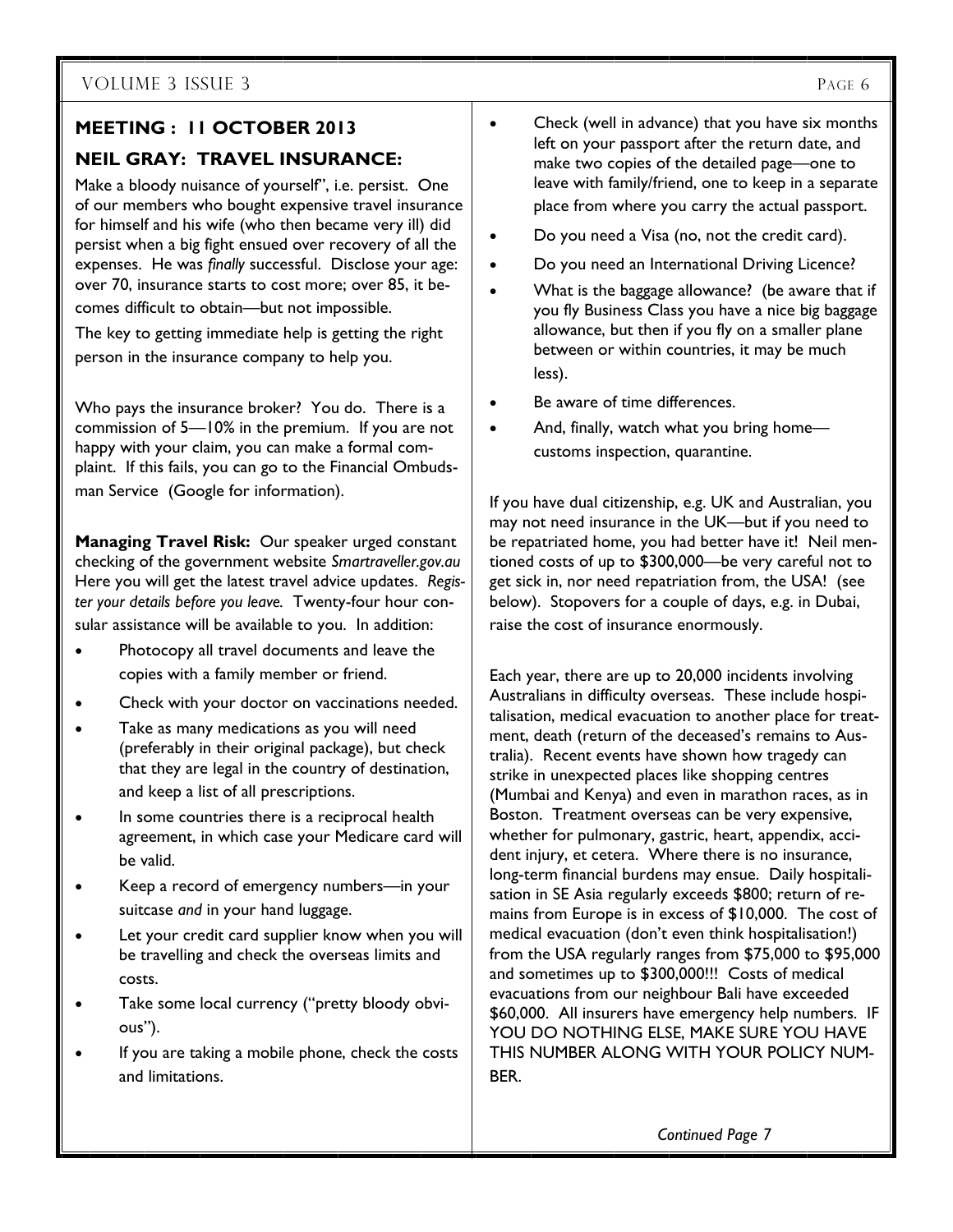## MEETING : 11 OCTOBER 2013

## NEIL GRAY: TRAVEL INSURANCE:

Make a bloody nuisance of yourself", i.e. persist. One of our members who bought expensive travel insurance for himself and his wife (who then became very ill) did persist when a big fight ensued over recovery of all the expenses. He was *finally* successful. Disclose your age: over 70, insurance starts to cost more; over 85, it becomes difficult to obtain—but not impossible.

The key to getting immediate help is getting the right person in the insurance company to help you.

Who pays the insurance broker? You do. There is a commission of 5—10% in the premium. If you are not happy with your claim, you can make a formal complaint. If this fails, you can go to the Financial Ombudsman Service (Google for information).

**Managing Travel Risk:** Our speaker urged constant checking of the government website *Smartraveller.gov.au* Here you will get the latest travel advice updates. *Register your details before you leave.* Twenty-four hour consular assistance will be available to you. In addition:

- Photocopy all travel documents and leave the copies with a family member or friend.
- Check with your doctor on vaccinations needed.
- Take as many medications as you will need (preferably in their original package), but check that they are legal in the country of destination, and keep a list of all prescriptions.
- In some countries there is a reciprocal health agreement, in which case your Medicare card will be valid.
- Keep a record of emergency numbers—in your suitcase *and* in your hand luggage.
- Let your credit card supplier know when you will be travelling and check the overseas limits and costs.
- Take some local currency ("pretty bloody obvious").
- If you are taking a mobile phone, check the costs and limitations.
- Check (well in advance) that you have six months left on your passport after the return date, and make two copies of the detailed page—one to leave with family/friend, one to keep in a separate place from where you carry the actual passport.
- Do you need a Visa (no, not the credit card).
- Do you need an International Driving Licence?
- What is the baggage allowance? (be aware that if you fly Business Class you have a nice big baggage allowance, but then if you fly on a smaller plane between or within countries, it may be much less).
- Be aware of time differences.
- And, finally, watch what you bring home—customs inspection, quarantine.

If you have dual citizenship, e.g. UK and Australian, you may not need insurance in the UK—but if you need to be repatriated home, you had better have it! Neil mentioned costs of up to $300,000—be very careful not to get sick in, nor need repatriation from, the USA! (see below). Stopovers for a couple of days, e.g. in Dubai, raise the cost of insurance enormously.

Each year, there are up to 20,000 incidents involving Australians in difficulty overseas. These include hospitalisation, medical evacuation to another place for treatment, death (return of the deceased's remains to Australia). Recent events have shown how tragedy can strike in unexpected places like shopping centres (Mumbai and Kenya) and even in marathon races, as in Boston. Treatment overseas can be very expensive, whether for pulmonary, gastric, heart, appendix, accident injury, et cetera. Where there is no insurance, long-term financial burdens may ensue. Daily hospitalisation in SE Asia regularly exceeds $800; return of remains from Europe is in excess of $10,000. The cost of medical evacuation (don't even think hospitalisation!) from the USA regularly ranges from $75,000 to $95,000 and sometimes up to $300,000!!! Costs of medical evacuations from our neighbour Bali have exceeded $60,000. All insurers have emergency help numbers. IF YOU DO NOTHING ELSE, MAKE SURE YOU HAVE THIS NUMBER ALONG WITH YOUR POLICY NUMBER.

*Continued Page 7*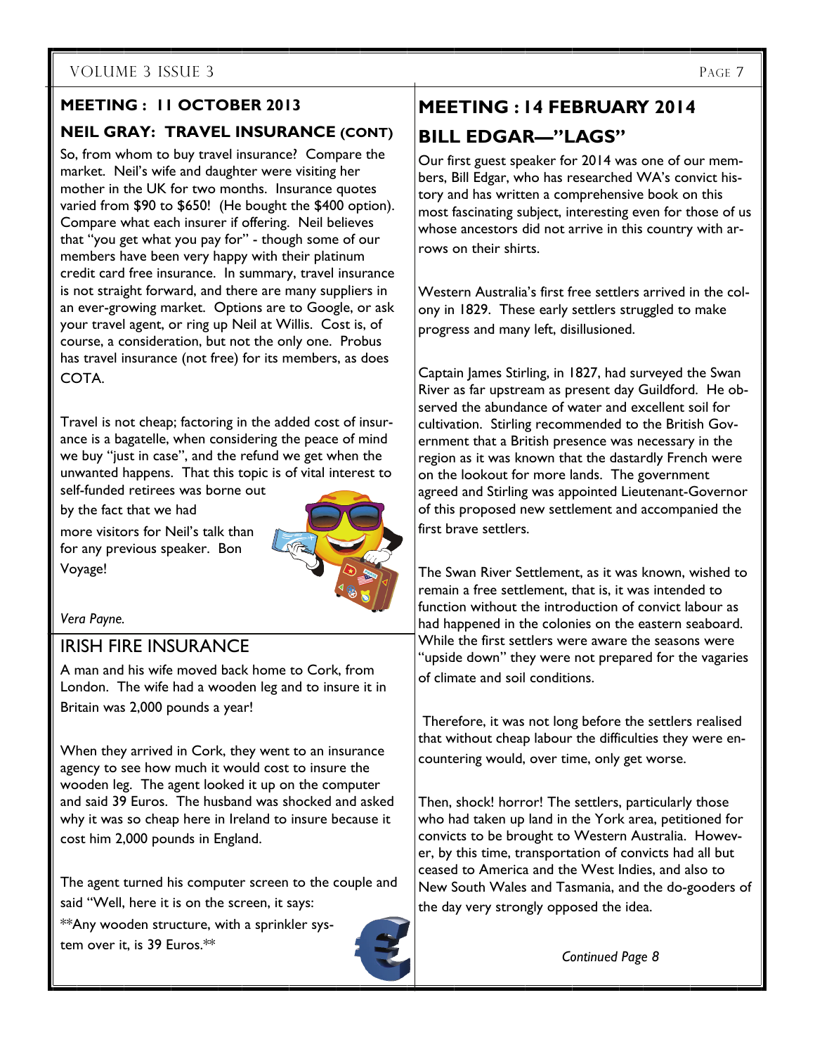## MEETING : 11 OCTOBER 2013

### NEIL GRAY: TRAVEL INSURANCE (CONT)

So, from whom to buy travel insurance? Compare the market. Neil's wife and daughter were visiting her mother in the UK for two months. Insurance quotes varied from $90 to $650! (He bought the $400 option). Compare what each insurer if offering. Neil believes that "you get what you pay for" - though some of our members have been very happy with their platinum credit card free insurance. In summary, travel insurance is not straight forward, and there are many suppliers in an ever-growing market. Options are to Google, or ask your travel agent, or ring up Neil at Willis. Cost is, of course, a consideration, but not the only one. Probus has travel insurance (not free) for its members, as does COTA.

Travel is not cheap; factoring in the added cost of insurance is a bagatelle, when considering the peace of mind we buy "just in case", and the refund we get when the unwanted happens. That this topic is of vital interest to self-funded retirees was borne out by the fact that we had more visitors for Neil's talk than for any previous speaker. Bon Voyage!

*Vera Payne.*

## IRISH FIRE INSURANCE

A man and his wife moved back home to Cork, from London. The wife had a wooden leg and to insure it in Britain was 2,000 pounds a year!

When they arrived in Cork, they went to an insurance agency to see how much it would cost to insure the wooden leg. The agent looked it up on the computer and said 39 Euros. The husband was shocked and asked why it was so cheap here in Ireland to insure because it cost him 2,000 pounds in England.

The agent turned his computer screen to the couple and said "Well, here it is on the screen, it says:

**Any wooden structure, with a sprinkler system over it, is 39 Euros.**

## MEETING : 14 FEBRUARY 2014

## BILL EDGAR—"LAGS"

Our first guest speaker for 2014 was one of our members, Bill Edgar, who has researched WA's convict history and has written a comprehensive book on this most fascinating subject, interesting even for those of us whose ancestors did not arrive in this country with arrows on their shirts.

Western Australia's first free settlers arrived in the colony in 1829. These early settlers struggled to make progress and many left, disillusioned.

Captain James Stirling, in 1827, had surveyed the Swan River as far upstream as present day Guildford. He observed the abundance of water and excellent soil for cultivation. Stirling recommended to the British Government that a British presence was necessary in the region as it was known that the dastardly French were on the lookout for more lands. The government agreed and Stirling was appointed Lieutenant-Governor of this proposed new settlement and accompanied the first brave settlers.

The Swan River Settlement, as it was known, wished to remain a free settlement, that is, it was intended to function without the introduction of convict labour as had happened in the colonies on the eastern seaboard. While the first settlers were aware the seasons were "upside down" they were not prepared for the vagaries of climate and soil conditions.

Therefore, it was not long before the settlers realised that without cheap labour the difficulties they were encountering would, over time, only get worse.

Then, shock! horror! The settlers, particularly those who had taken up land in the York area, petitioned for convicts to be brought to Western Australia. However, by this time, transportation of convicts had all but ceased to America and the West Indies, and also to New South Wales and Tasmania, and the do-gooders of the day very strongly opposed the idea.

*Continued Page 8*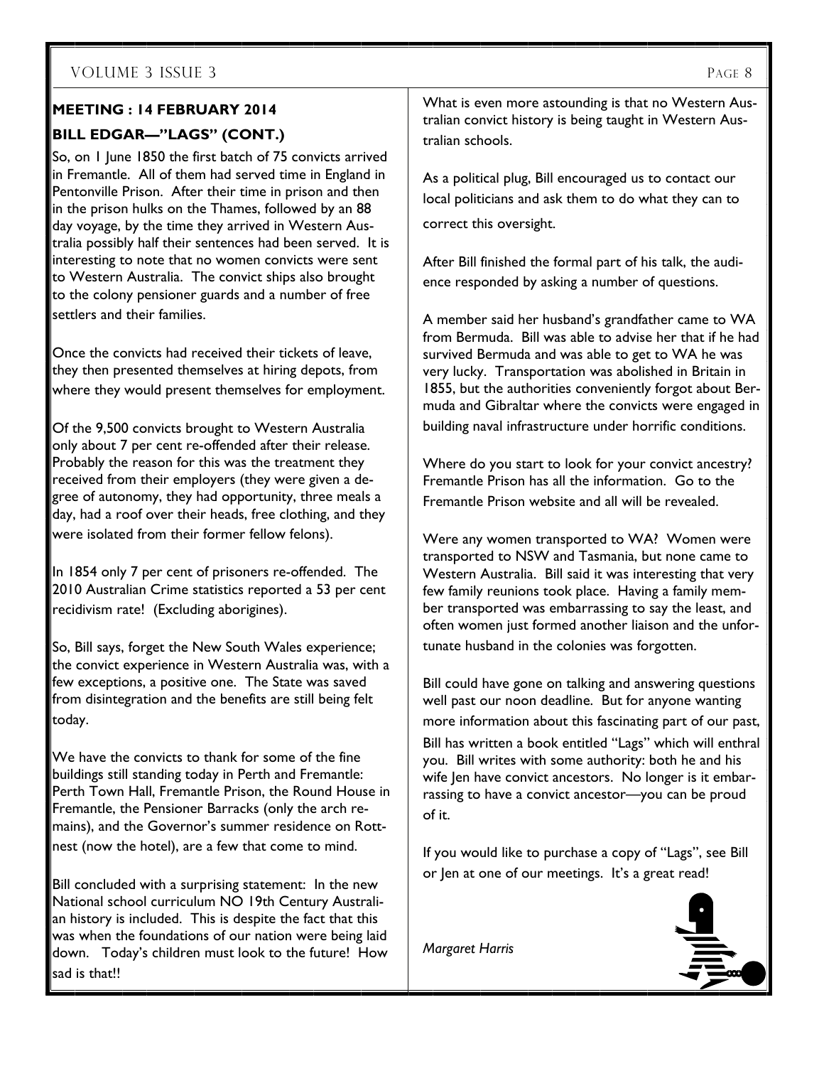**MEETING : 14 FEBRUARY 2014**

**BILL EDGAR—"LAGS" (CONT.)**

So, on 1 June 1850 the first batch of 75 convicts arrived in Fremantle. All of them had served time in England in Pentonville Prison. After their time in prison and then in the prison hulks on the Thames, followed by an 88 day voyage, by the time they arrived in Western Australia possibly half their sentences had been served. It is interesting to note that no women convicts were sent to Western Australia. The convict ships also brought to the colony pensioner guards and a number of free settlers and their families.

Once the convicts had received their tickets of leave, they then presented themselves at hiring depots, from where they would present themselves for employment.

Of the 9,500 convicts brought to Western Australia only about 7 per cent re-offended after their release. Probably the reason for this was the treatment they received from their employers (they were given a degree of autonomy, they had opportunity, three meals a day, had a roof over their heads, free clothing, and they were isolated from their former fellow felons).

In 1854 only 7 per cent of prisoners re-offended. The 2010 Australian Crime statistics reported a 53 per cent recidivism rate! (Excluding aborigines).

So, Bill says, forget the New South Wales experience; the convict experience in Western Australia was, with a few exceptions, a positive one. The State was saved from disintegration and the benefits are still being felt today.

We have the convicts to thank for some of the fine buildings still standing today in Perth and Fremantle: Perth Town Hall, Fremantle Prison, the Round House in Fremantle, the Pensioner Barracks (only the arch remains), and the Governor's summer residence on Rottnest (now the hotel), are a few that come to mind.

Bill concluded with a surprising statement: In the new National school curriculum NO 19th Century Australian history is included. This is despite the fact that this was when the foundations of our nation were being laid down. Today's children must look to the future! How sad is that!!

What is even more astounding is that no Western Australian convict history is being taught in Western Australian schools.

As a political plug, Bill encouraged us to contact our local politicians and ask them to do what they can to correct this oversight.

After Bill finished the formal part of his talk, the audience responded by asking a number of questions.

A member said her husband's grandfather came to WA from Bermuda. Bill was able to advise her that if he had survived Bermuda and was able to get to WA he was very lucky. Transportation was abolished in Britain in 1855, but the authorities conveniently forgot about Bermuda and Gibraltar where the convicts were engaged in building naval infrastructure under horrific conditions.

Where do you start to look for your convict ancestry? Fremantle Prison has all the information. Go to the Fremantle Prison website and all will be revealed.

Were any women transported to WA? Women were transported to NSW and Tasmania, but none came to Western Australia. Bill said it was interesting that very few family reunions took place. Having a family member transported was embarrassing to say the least, and often women just formed another liaison and the unfortunate husband in the colonies was forgotten.

Bill could have gone on talking and answering questions well past our noon deadline. But for anyone wanting more information about this fascinating part of our past, Bill has written a book entitled "Lags" which will enthral you. Bill writes with some authority: both he and his wife Jen have convict ancestors. No longer is it embarrassing to have a convict ancestor—you can be proud of it.

If you would like to purchase a copy of "Lags", see Bill or Jen at one of our meetings. It's a great read!

*Margaret Harris*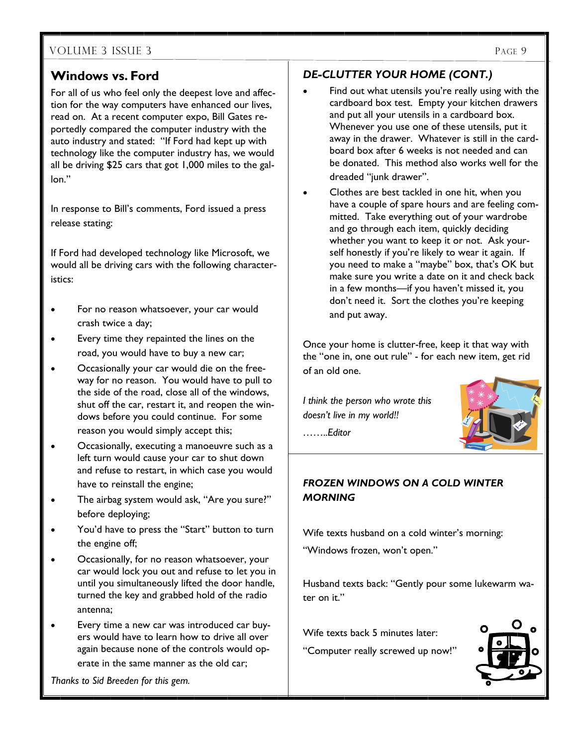## Windows vs. Ford

For all of us who feel only the deepest love and affection for the way computers have enhanced our lives, read on. At a recent computer expo, Bill Gates reportedly compared the computer industry with the auto industry and stated: "If Ford had kept up with technology like the computer industry has, we would all be driving $25 cars that got 1,000 miles to the gallon."

In response to Bill's comments, Ford issued a press release stating:

If Ford had developed technology like Microsoft, we would all be driving cars with the following characteristics:

- For no reason whatsoever, your car would crash twice a day;
- Every time they repainted the lines on the road, you would have to buy a new car;
- Occasionally your car would die on the freeway for no reason. You would have to pull to the side of the road, close all of the windows, shut off the car, restart it, and reopen the windows before you could continue. For some reason you would simply accept this;
- Occasionally, executing a manoeuvre such as a left turn would cause your car to shut down and refuse to restart, in which case you would have to reinstall the engine;
- The airbag system would ask, "Are you sure?" before deploying;
- You'd have to press the "Start" button to turn the engine off;
- Occasionally, for no reason whatsoever, your car would lock you out and refuse to let you in until you simultaneously lifted the door handle, turned the key and grabbed hold of the radio antenna;
- Every time a new car was introduced car buyers would have to learn how to drive all over again because none of the controls would operate in the same manner as the old car;

*Thanks to Sid Breeden for this gem.*

## *DE-CLUTTER YOUR HOME (CONT.)*

- Find out what utensils you're really using with the cardboard box test. Empty your kitchen drawers and put all your utensils in a cardboard box. Whenever you use one of these utensils, put it away in the drawer. Whatever is still in the cardboard box after 6 weeks is not needed and can be donated. This method also works well for the dreaded "junk drawer".
- Clothes are best tackled in one hit, when you have a couple of spare hours and are feeling committed. Take everything out of your wardrobe and go through each item, quickly deciding whether you want to keep it or not. Ask yourself honestly if you're likely to wear it again. If you need to make a "maybe" box, that's OK but make sure you write a date on it and check back in a few months—if you haven't missed it, you don't need it. Sort the clothes you're keeping and put away.

Once your home is clutter-free, keep it that way with the "one in, one out rule" - for each new item, get rid of an old one.

*I think the person who wrote this doesn't live in my world!!*

*……..Editor*

## *FROZEN WINDOWS ON A COLD WINTER MORNING*

Wife texts husband on a cold winter's morning:

"Windows frozen, won't open."

Husband texts back: "Gently pour some lukewarm water on it."

Wife texts back 5 minutes later:

"Computer really screwed up now!"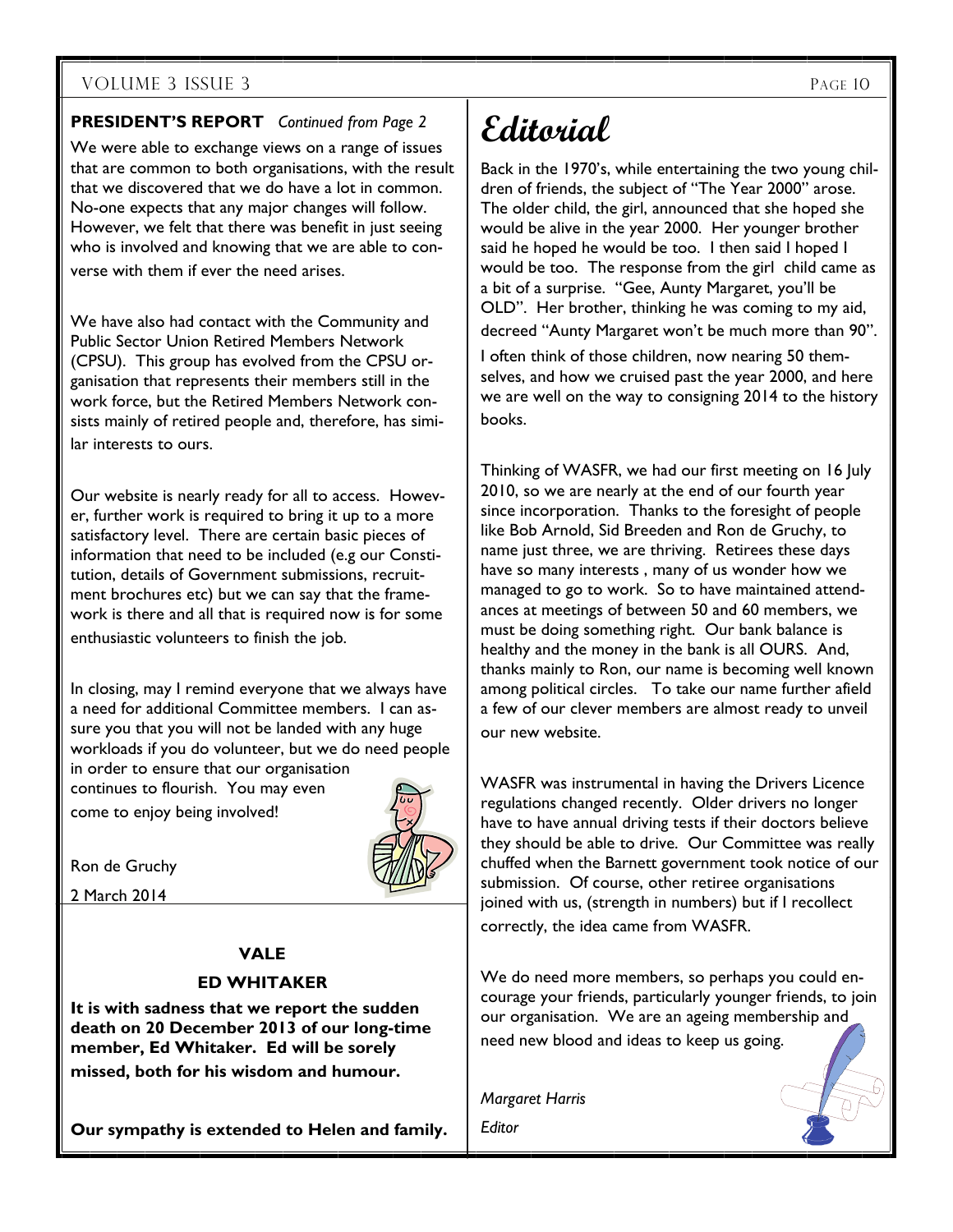**PRESIDENT'S REPORT** *Continued from Page 2*

We were able to exchange views on a range of issues that are common to both organisations, with the result that we discovered that we do have a lot in common. No-one expects that any major changes will follow. However, we felt that there was benefit in just seeing who is involved and knowing that we are able to converse with them if ever the need arises.

We have also had contact with the Community and Public Sector Union Retired Members Network (CPSU). This group has evolved from the CPSU organisation that represents their members still in the work force, but the Retired Members Network consists mainly of retired people and, therefore, has similar interests to ours.

Our website is nearly ready for all to access. However, further work is required to bring it up to a more satisfactory level. There are certain basic pieces of information that need to be included (e.g our Constitution, details of Government submissions, recruitment brochures etc) but we can say that the framework is there and all that is required now is for some enthusiastic volunteers to finish the job.

In closing, may I remind everyone that we always have a need for additional Committee members. I can assure you that you will not be landed with any huge workloads if you do volunteer, but we do need people in order to ensure that our organisation continues to flourish. You may even come to enjoy being involved!

Ron de Gruchy

2 March 2014

**VALE**

**ED WHITAKER**

**It is with sadness that we report the sudden death on 20 December 2013 of our long-time member, Ed Whitaker. Ed will be sorely missed, both for his wisdom and humour.**

**Our sympathy is extended to Helen and family.**

# Editorial

Back in the 1970's, while entertaining the two young children of friends, the subject of "The Year 2000" arose. The older child, the girl, announced that she hoped she would be alive in the year 2000. Her younger brother said he hoped he would be too. I then said I hoped I would be too. The response from the girl child came as a bit of a surprise. "Gee, Aunty Margaret, you'll be OLD". Her brother, thinking he was coming to my aid, decreed "Aunty Margaret won't be much more than 90".

I often think of those children, now nearing 50 themselves, and how we cruised past the year 2000, and here we are well on the way to consigning 2014 to the history books.

Thinking of WASFR, we had our first meeting on 16 July 2010, so we are nearly at the end of our fourth year since incorporation. Thanks to the foresight of people like Bob Arnold, Sid Breeden and Ron de Gruchy, to name just three, we are thriving. Retirees these days have so many interests , many of us wonder how we managed to go to work. So to have maintained attendances at meetings of between 50 and 60 members, we must be doing something right. Our bank balance is healthy and the money in the bank is all OURS. And, thanks mainly to Ron, our name is becoming well known among political circles. To take our name further afield a few of our clever members are almost ready to unveil our new website.

WASFR was instrumental in having the Drivers Licence regulations changed recently. Older drivers no longer have to have annual driving tests if their doctors believe they should be able to drive. Our Committee was really chuffed when the Barnett government took notice of our submission. Of course, other retiree organisations joined with us, (strength in numbers) but if I recollect correctly, the idea came from WASFR.

We do need more members, so perhaps you could encourage your friends, particularly younger friends, to join our organisation. We are an ageing membership and need new blood and ideas to keep us going.

*Margaret Harris*

*Editor*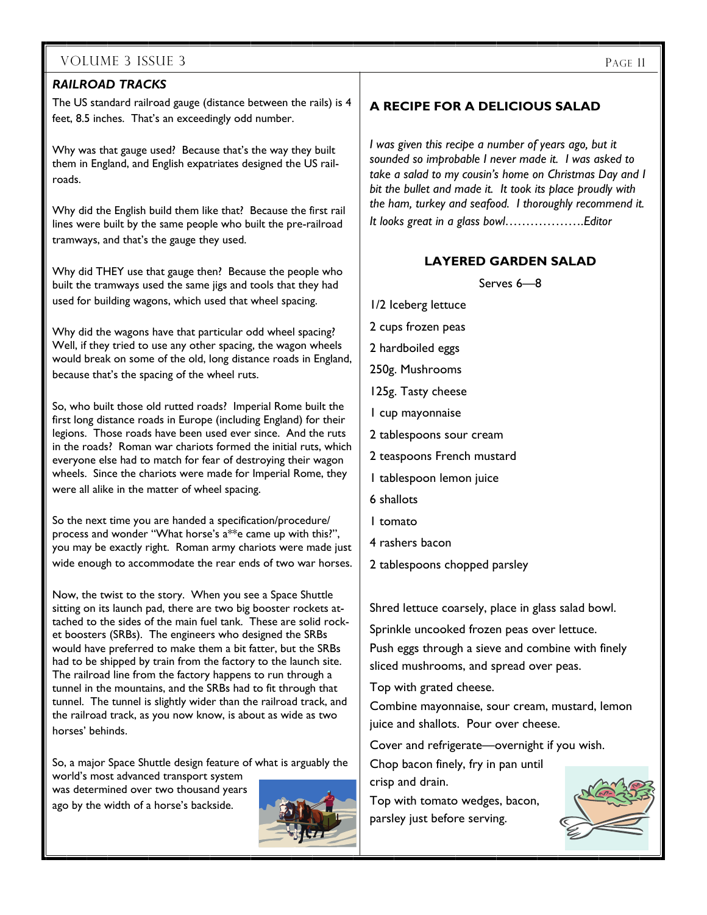## *RAILROAD TRACKS*

The US standard railroad gauge (distance between the rails) is 4 feet, 8.5 inches. That's an exceedingly odd number.

Why was that gauge used? Because that's the way they built them in England, and English expatriates designed the US railroads.

Why did the English build them like that? Because the first rail lines were built by the same people who built the pre-railroad tramways, and that's the gauge they used.

Why did THEY use that gauge then? Because the people who built the tramways used the same jigs and tools that they had used for building wagons, which used that wheel spacing.

Why did the wagons have that particular odd wheel spacing? Well, if they tried to use any other spacing, the wagon wheels would break on some of the old, long distance roads in England, because that's the spacing of the wheel ruts.

So, who built those old rutted roads? Imperial Rome built the first long distance roads in Europe (including England) for their legions. Those roads have been used ever since. And the ruts in the roads? Roman war chariots formed the initial ruts, which everyone else had to match for fear of destroying their wagon wheels. Since the chariots were made for Imperial Rome, they were all alike in the matter of wheel spacing.

So the next time you are handed a specification/procedure/process and wonder "What horse's a**e came up with this?", you may be exactly right. Roman army chariots were made just wide enough to accommodate the rear ends of two war horses.

Now, the twist to the story. When you see a Space Shuttle sitting on its launch pad, there are two big booster rockets attached to the sides of the main fuel tank. These are solid rocket boosters (SRBs). The engineers who designed the SRBs would have preferred to make them a bit fatter, but the SRBs had to be shipped by train from the factory to the launch site. The railroad line from the factory happens to run through a tunnel in the mountains, and the SRBs had to fit through that tunnel. The tunnel is slightly wider than the railroad track, and the railroad track, as you now know, is about as wide as two horses' behinds.

So, a major Space Shuttle design feature of what is arguably the world's most advanced transport system was determined over two thousand years ago by the width of a horse's backside.

## A RECIPE FOR A DELICIOUS SALAD

*I was given this recipe a number of years ago, but it sounded so improbable I never made it. I was asked to take a salad to my cousin's home on Christmas Day and I bit the bullet and made it. It took its place proudly with the ham, turkey and seafood. I thoroughly recommend it. It looks great in a glass bowl……………….Editor*

### LAYERED GARDEN SALAD

Serves 6—8

1/2 Iceberg lettuce

2 cups frozen peas

2 hardboiled eggs

250g. Mushrooms

125g. Tasty cheese

1 cup mayonnaise

2 tablespoons sour cream

2 teaspoons French mustard

1 tablespoon lemon juice

6 shallots

1 tomato

4 rashers bacon

2 tablespoons chopped parsley

Shred lettuce coarsely, place in glass salad bowl.

Sprinkle uncooked frozen peas over lettuce.

Push eggs through a sieve and combine with finely sliced mushrooms, and spread over peas.

Top with grated cheese.

Combine mayonnaise, sour cream, mustard, lemon juice and shallots. Pour over cheese.

Cover and refrigerate—overnight if you wish.

Chop bacon finely, fry in pan until crisp and drain.

Top with tomato wedges, bacon, parsley just before serving.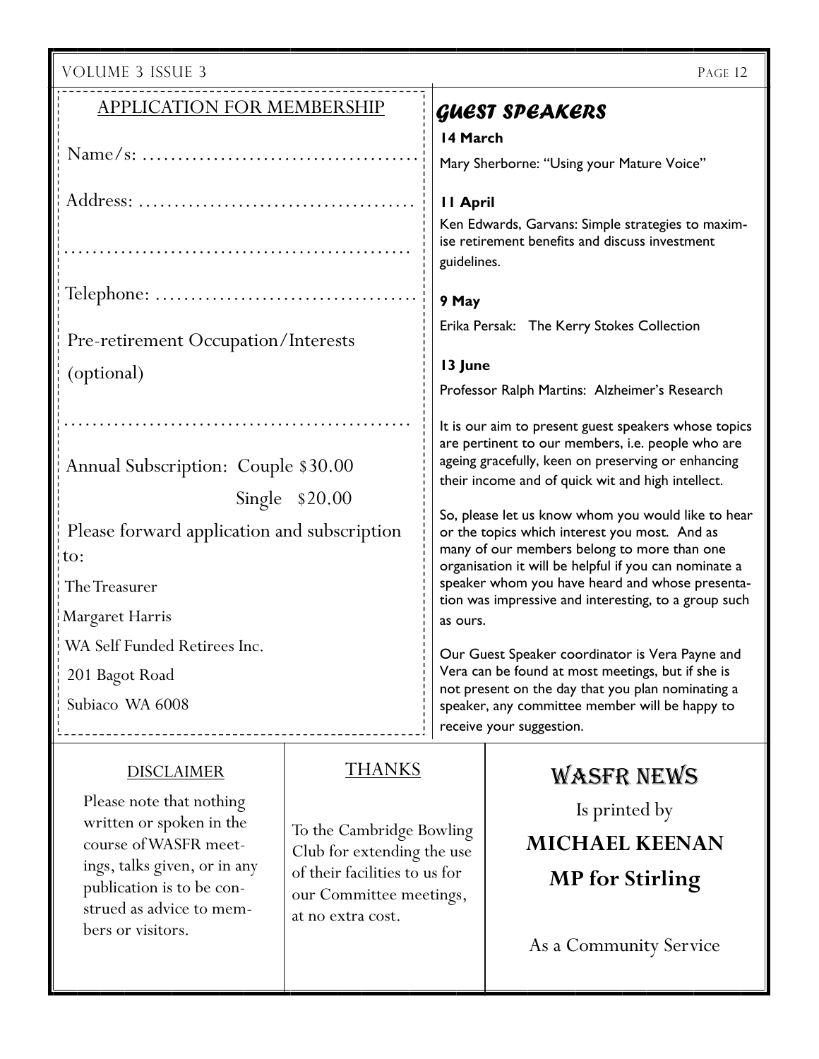## APPLICATION FOR MEMBERSHIP

Name/s: ......................................

Address: ......................................

................................................

Telephone: ....................................

Pre-retirement Occupation/Interests (optional)

................................................

Annual Subscription: Couple $30.00

Single $20.00

Please forward application and subscription to:

The Treasurer
Margaret Harris
WA Self Funded Retirees Inc.
201 Bagot Road
Subiaco WA 6008

## GUEST SPEAKERS

**14 March**

Mary Sherborne: "Using your Mature Voice"

**11 April**

Ken Edwards, Garvans: Simple strategies to maximise retirement benefits and discuss investment guidelines.

**9 May**

Erika Persak: The Kerry Stokes Collection

**13 June**

Professor Ralph Martins: Alzheimer's Research

It is our aim to present guest speakers whose topics are pertinent to our members, i.e. people who are ageing gracefully, keen on preserving or enhancing their income and of quick wit and high intellect.

So, please let us know whom you would like to hear or the topics which interest you most. And as many of our members belong to more than one organisation it will be helpful if you can nominate a speaker whom you have heard and whose presentation was impressive and interesting, to a group such as ours.

Our Guest Speaker coordinator is Vera Payne and Vera can be found at most meetings, but if she is not present on the day that you plan nominating a speaker, any committee member will be happy to receive your suggestion.

## DISCLAIMER

Please note that nothing written or spoken in the course of WASFR meetings, talks given, or in any publication is to be construed as advice to members or visitors.

## THANKS

To the Cambridge Bowling Club for extending the use of their facilities to us for our Committee meetings, at no extra cost.

## WASFR NEWS

Is printed by

**MICHAEL KEENAN**

**MP for Stirling**

As a Community Service